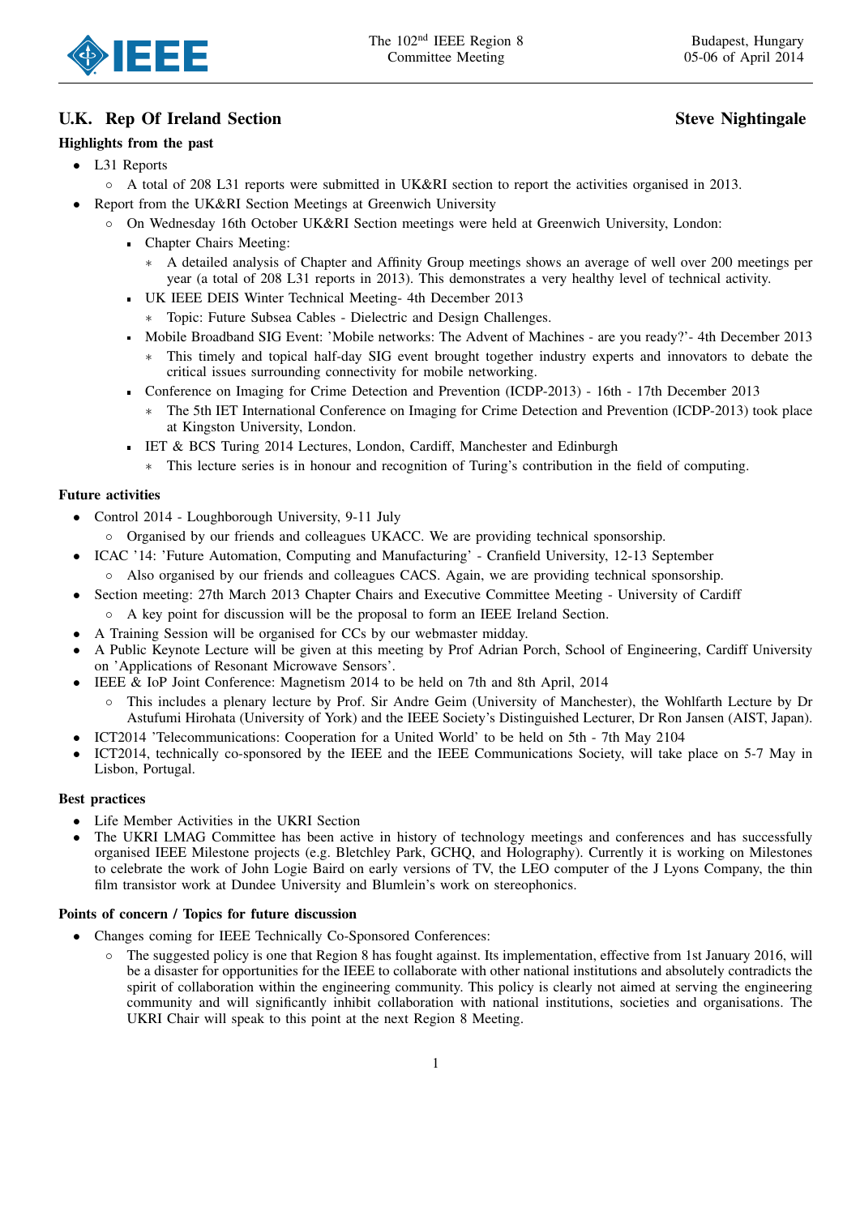## U.K. Rep Of Ireland Section

**Steve Nightingale**

### Highlights from the past

- L31 Reports
  - A total of 208 L31 reports were submitted in UK&RI section to report the activities organised in 2013.
- Report from the UK&RI Section Meetings at Greenwich University
  - On Wednesday 16th October UK&RI Section meetings were held at Greenwich University, London:
    - Chapter Chairs Meeting:
      - A detailed analysis of Chapter and Affinity Group meetings shows an average of well over 200 meetings per year (a total of 208 L31 reports in 2013). This demonstrates a very healthy level of technical activity.
    - UK IEEE DEIS Winter Technical Meeting- 4th December 2013
      - Topic: Future Subsea Cables - Dielectric and Design Challenges.
    - Mobile Broadband SIG Event: 'Mobile networks: The Advent of Machines - are you ready?'- 4th December 2013
      - This timely and topical half-day SIG event brought together industry experts and innovators to debate the critical issues surrounding connectivity for mobile networking.
    - Conference on Imaging for Crime Detection and Prevention (ICDP-2013) - 16th - 17th December 2013
      - The 5th IET International Conference on Imaging for Crime Detection and Prevention (ICDP-2013) took place at Kingston University, London.
    - IET & BCS Turing 2014 Lectures, London, Cardiff, Manchester and Edinburgh
      - This lecture series is in honour and recognition of Turing's contribution in the field of computing.

### Future activities

- Control 2014 - Loughborough University, 9-11 July
  - Organised by our friends and colleagues UKACC. We are providing technical sponsorship.
- ICAC '14: 'Future Automation, Computing and Manufacturing' - Cranfield University, 12-13 September
  - Also organised by our friends and colleagues CACS. Again, we are providing technical sponsorship.
- Section meeting: 27th March 2013 Chapter Chairs and Executive Committee Meeting - University of Cardiff
  - A key point for discussion will be the proposal to form an IEEE Ireland Section.
- A Training Session will be organised for CCs by our webmaster midday.
- A Public Keynote Lecture will be given at this meeting by Prof Adrian Porch, School of Engineering, Cardiff University on 'Applications of Resonant Microwave Sensors'.
- IEEE & IoP Joint Conference: Magnetism 2014 to be held on 7th and 8th April, 2014
  - This includes a plenary lecture by Prof. Sir Andre Geim (University of Manchester), the Wohlfarth Lecture by Dr Astufumi Hirohata (University of York) and the IEEE Society's Distinguished Lecturer, Dr Ron Jansen (AIST, Japan).
- ICT2014 'Telecommunications: Cooperation for a United World' to be held on 5th - 7th May 2104
- ICT2014, technically co-sponsored by the IEEE and the IEEE Communications Society, will take place on 5-7 May in Lisbon, Portugal.

### Best practices

- Life Member Activities in the UKRI Section
- The UKRI LMAG Committee has been active in history of technology meetings and conferences and has successfully organised IEEE Milestone projects (e.g. Bletchley Park, GCHQ, and Holography). Currently it is working on Milestones to celebrate the work of John Logie Baird on early versions of TV, the LEO computer of the J Lyons Company, the thin film transistor work at Dundee University and Blumlein's work on stereophonics.

### Points of concern / Topics for future discussion

- Changes coming for IEEE Technically Co-Sponsored Conferences:
  - The suggested policy is one that Region 8 has fought against. Its implementation, effective from 1st January 2016, will be a disaster for opportunities for the IEEE to collaborate with other national institutions and absolutely contradicts the spirit of collaboration within the engineering community. This policy is clearly not aimed at serving the engineering community and will significantly inhibit collaboration with national institutions, societies and organisations. The UKRI Chair will speak to this point at the next Region 8 Meeting.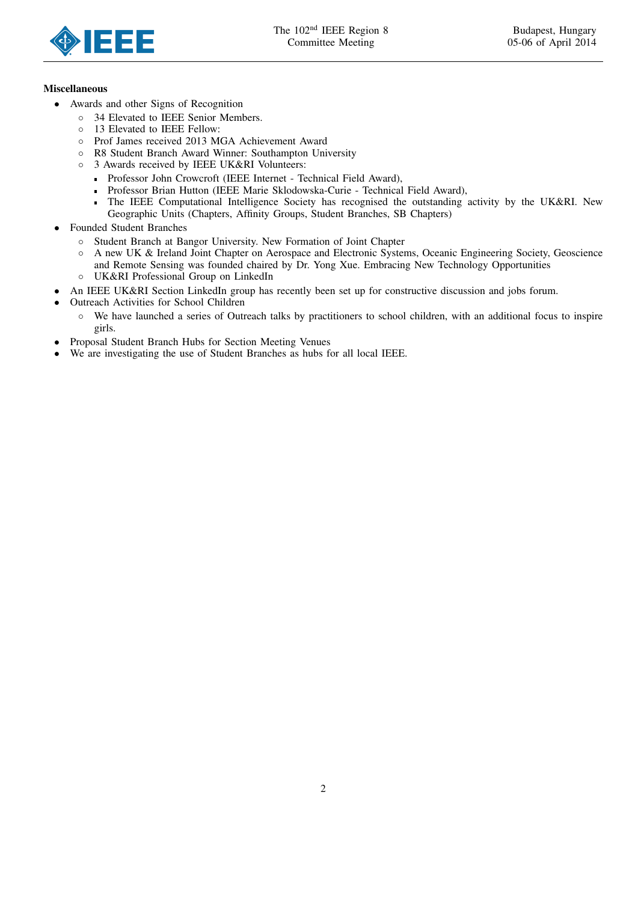**Miscellaneous**

- Awards and other Signs of Recognition
  - 34 Elevated to IEEE Senior Members.
  - 13 Elevated to IEEE Fellow:
  - Prof James received 2013 MGA Achievement Award
  - R8 Student Branch Award Winner: Southampton University
  - 3 Awards received by IEEE UK&RI Volunteers:
    - Professor John Crowcroft (IEEE Internet - Technical Field Award),
    - Professor Brian Hutton (IEEE Marie Sklodowska-Curie - Technical Field Award),
    - The IEEE Computational Intelligence Society has recognised the outstanding activity by the UK&RI. New Geographic Units (Chapters, Affinity Groups, Student Branches, SB Chapters)
- Founded Student Branches
  - Student Branch at Bangor University. New Formation of Joint Chapter
  - A new UK & Ireland Joint Chapter on Aerospace and Electronic Systems, Oceanic Engineering Society, Geoscience and Remote Sensing was founded chaired by Dr. Yong Xue. Embracing New Technology Opportunities
  - UK&RI Professional Group on LinkedIn
- An IEEE UK&RI Section LinkedIn group has recently been set up for constructive discussion and jobs forum.
- Outreach Activities for School Children
  - We have launched a series of Outreach talks by practitioners to school children, with an additional focus to inspire girls.
- Proposal Student Branch Hubs for Section Meeting Venues
- We are investigating the use of Student Branches as hubs for all local IEEE.